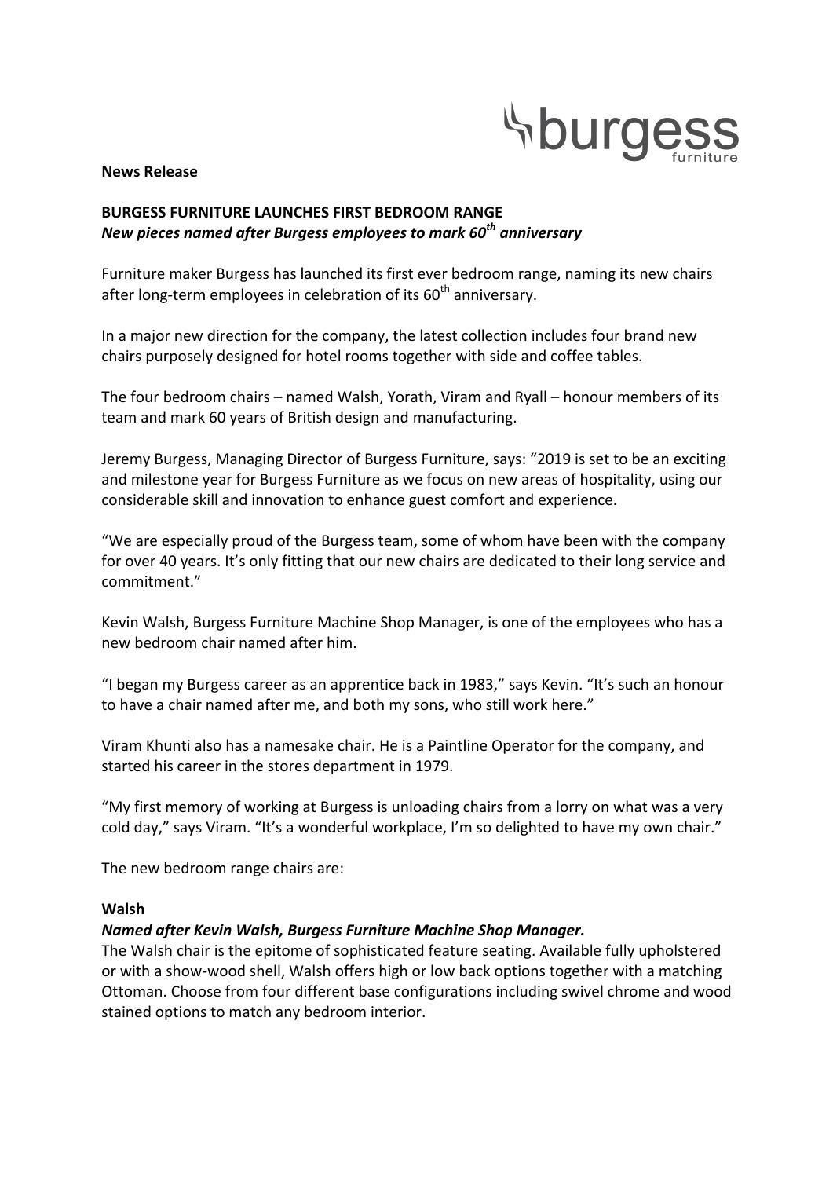**News Release**

**BURGESS FURNITURE LAUNCHES FIRST BEDROOM RANGE**
***New pieces named after Burgess employees to mark 60$^{th}$ anniversary***

Furniture maker Burgess has launched its first ever bedroom range, naming its new chairs after long-term employees in celebration of its 60$^{th}$ anniversary.

In a major new direction for the company, the latest collection includes four brand new chairs purposely designed for hotel rooms together with side and coffee tables.

The four bedroom chairs – named Walsh, Yorath, Viram and Ryall – honour members of its team and mark 60 years of British design and manufacturing.

Jeremy Burgess, Managing Director of Burgess Furniture, says: "2019 is set to be an exciting and milestone year for Burgess Furniture as we focus on new areas of hospitality, using our considerable skill and innovation to enhance guest comfort and experience.

"We are especially proud of the Burgess team, some of whom have been with the company for over 40 years. It's only fitting that our new chairs are dedicated to their long service and commitment."

Kevin Walsh, Burgess Furniture Machine Shop Manager, is one of the employees who has a new bedroom chair named after him.

"I began my Burgess career as an apprentice back in 1983," says Kevin. "It's such an honour to have a chair named after me, and both my sons, who still work here."

Viram Khunti also has a namesake chair. He is a Paintline Operator for the company, and started his career in the stores department in 1979.

"My first memory of working at Burgess is unloading chairs from a lorry on what was a very cold day," says Viram. "It's a wonderful workplace, I'm so delighted to have my own chair."

The new bedroom range chairs are:

**Walsh**
***Named after Kevin Walsh, Burgess Furniture Machine Shop Manager.***
The Walsh chair is the epitome of sophisticated feature seating. Available fully upholstered or with a show-wood shell, Walsh offers high or low back options together with a matching Ottoman. Choose from four different base configurations including swivel chrome and wood stained options to match any bedroom interior.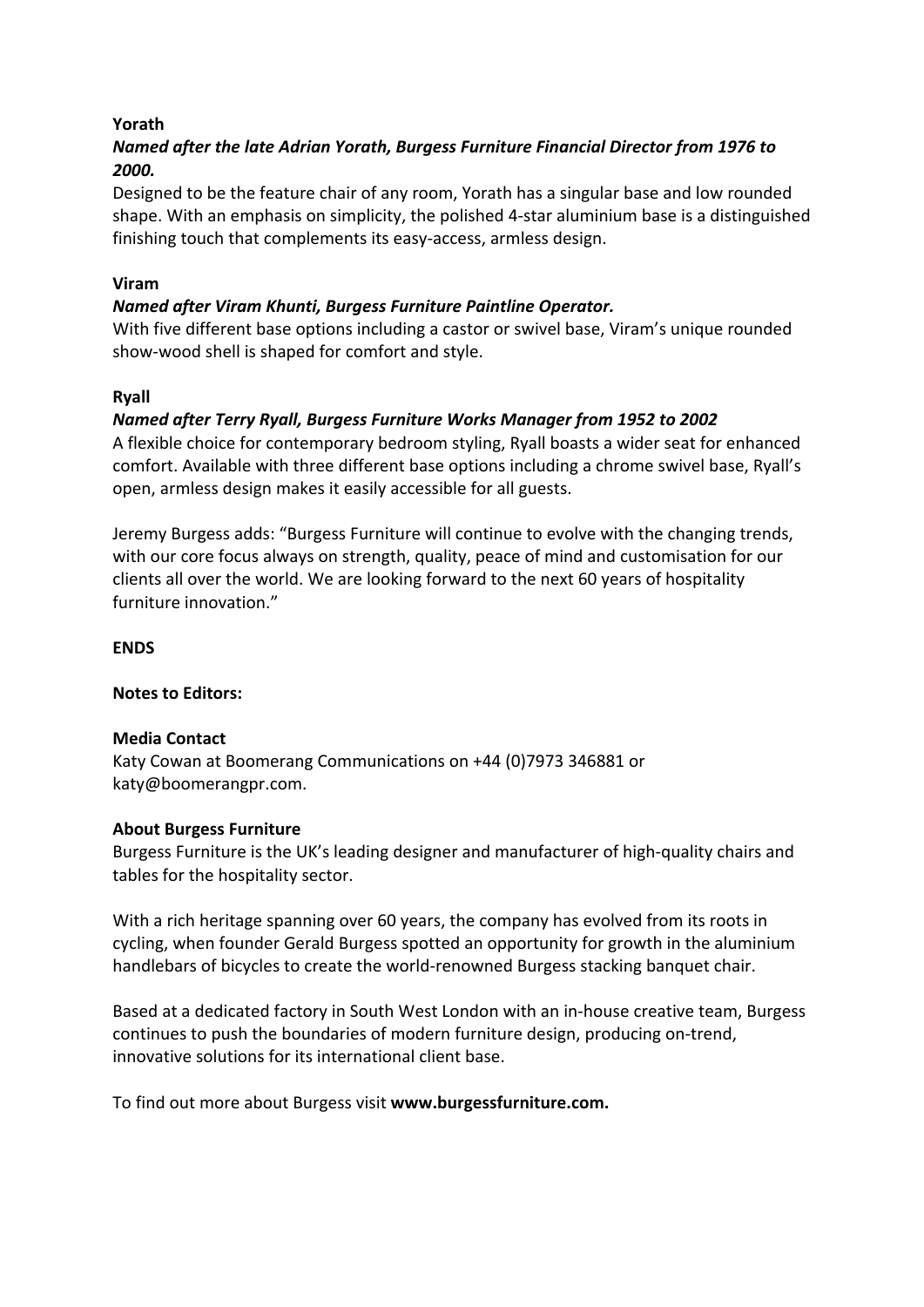**Yorath**

***Named after the late Adrian Yorath, Burgess Furniture Financial Director from 1976 to 2000.***

Designed to be the feature chair of any room, Yorath has a singular base and low rounded shape. With an emphasis on simplicity, the polished 4-star aluminium base is a distinguished finishing touch that complements its easy-access, armless design.

**Viram**

***Named after Viram Khunti, Burgess Furniture Paintline Operator.***

With five different base options including a castor or swivel base, Viram's unique rounded show-wood shell is shaped for comfort and style.

**Ryall**

***Named after Terry Ryall, Burgess Furniture Works Manager from 1952 to 2002***

A flexible choice for contemporary bedroom styling, Ryall boasts a wider seat for enhanced comfort. Available with three different base options including a chrome swivel base, Ryall's open, armless design makes it easily accessible for all guests.

Jeremy Burgess adds: "Burgess Furniture will continue to evolve with the changing trends, with our core focus always on strength, quality, peace of mind and customisation for our clients all over the world. We are looking forward to the next 60 years of hospitality furniture innovation."

**ENDS**

**Notes to Editors:**

**Media Contact**

Katy Cowan at Boomerang Communications on +44 (0)7973 346881 or katy@boomerangpr.com.

**About Burgess Furniture**

Burgess Furniture is the UK's leading designer and manufacturer of high-quality chairs and tables for the hospitality sector.

With a rich heritage spanning over 60 years, the company has evolved from its roots in cycling, when founder Gerald Burgess spotted an opportunity for growth in the aluminium handlebars of bicycles to create the world-renowned Burgess stacking banquet chair.

Based at a dedicated factory in South West London with an in-house creative team, Burgess continues to push the boundaries of modern furniture design, producing on-trend, innovative solutions for its international client base.

To find out more about Burgess visit **www.burgessfurniture.com.**